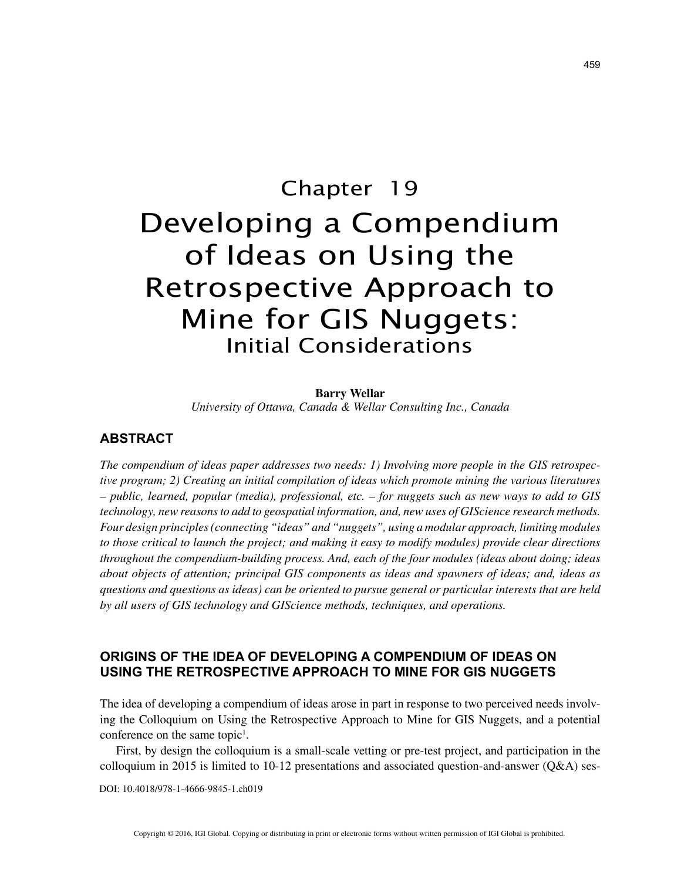# Chapter 19

# Developing a Compendium of Ideas on Using the Retrospective Approach to Mine for GIS Nuggets: Initial Considerations

**Barry Wellar**
*University of Ottawa, Canada & Wellar Consulting Inc., Canada*

## ABSTRACT

*The compendium of ideas paper addresses two needs: 1) Involving more people in the GIS retrospective program; 2) Creating an initial compilation of ideas which promote mining the various literatures – public, learned, popular (media), professional, etc. – for nuggets such as new ways to add to GIS technology, new reasons to add to geospatial information, and, new uses of GIScience research methods. Four design principles (connecting "ideas" and "nuggets", using a modular approach, limiting modules to those critical to launch the project; and making it easy to modify modules) provide clear directions throughout the compendium-building process. And, each of the four modules (ideas about doing; ideas about objects of attention; principal GIS components as ideas and spawners of ideas; and, ideas as questions and questions as ideas) can be oriented to pursue general or particular interests that are held by all users of GIS technology and GIScience methods, techniques, and operations.*

## ORIGINS OF THE IDEA OF DEVELOPING A COMPENDIUM OF IDEAS ON USING THE RETROSPECTIVE APPROACH TO MINE FOR GIS NUGGETS

The idea of developing a compendium of ideas arose in part in response to two perceived needs involving the Colloquium on Using the Retrospective Approach to Mine for GIS Nuggets, and a potential conference on the same topic[1].

First, by design the colloquium is a small-scale vetting or pre-test project, and participation in the colloquium in 2015 is limited to 10-12 presentations and associated question-and-answer (Q&A) ses-

DOI: 10.4018/978-1-4666-9845-1.ch019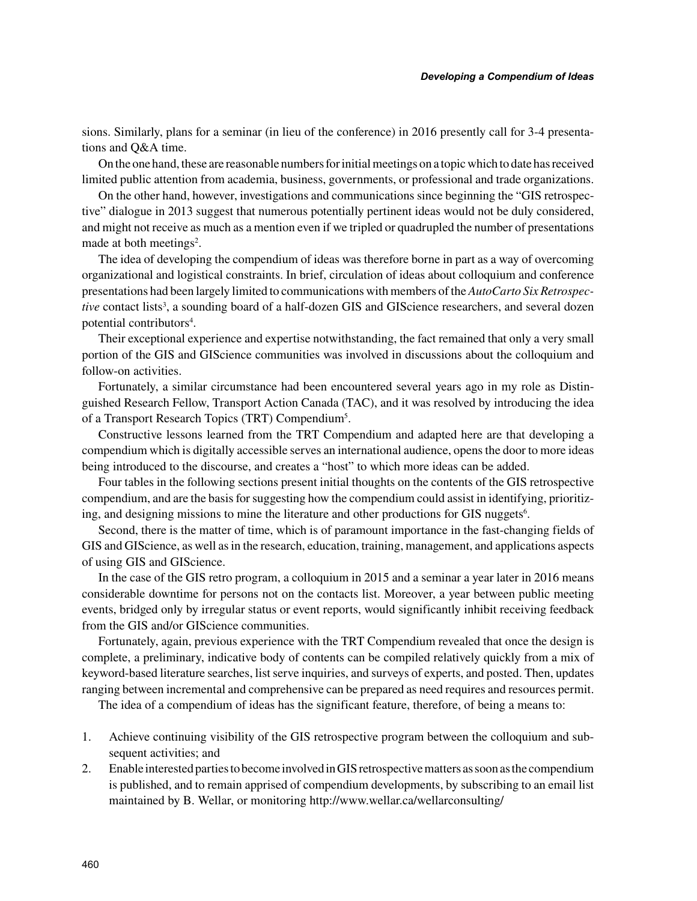sions. Similarly, plans for a seminar (in lieu of the conference) in 2016 presently call for 3-4 presentations and Q&A time.

On the one hand, these are reasonable numbers for initial meetings on a topic which to date has received limited public attention from academia, business, governments, or professional and trade organizations.

On the other hand, however, investigations and communications since beginning the "GIS retrospective" dialogue in 2013 suggest that numerous potentially pertinent ideas would not be duly considered, and might not receive as much as a mention even if we tripled or quadrupled the number of presentations made at both meetings[2].

The idea of developing the compendium of ideas was therefore borne in part as a way of overcoming organizational and logistical constraints. In brief, circulation of ideas about colloquium and conference presentations had been largely limited to communications with members of the *AutoCarto Six Retrospective* contact lists[3], a sounding board of a half-dozen GIS and GIScience researchers, and several dozen potential contributors[4].

Their exceptional experience and expertise notwithstanding, the fact remained that only a very small portion of the GIS and GIScience communities was involved in discussions about the colloquium and follow-on activities.

Fortunately, a similar circumstance had been encountered several years ago in my role as Distinguished Research Fellow, Transport Action Canada (TAC), and it was resolved by introducing the idea of a Transport Research Topics (TRT) Compendium[5].

Constructive lessons learned from the TRT Compendium and adapted here are that developing a compendium which is digitally accessible serves an international audience, opens the door to more ideas being introduced to the discourse, and creates a "host" to which more ideas can be added.

Four tables in the following sections present initial thoughts on the contents of the GIS retrospective compendium, and are the basis for suggesting how the compendium could assist in identifying, prioritizing, and designing missions to mine the literature and other productions for GIS nuggets[6].

Second, there is the matter of time, which is of paramount importance in the fast-changing fields of GIS and GIScience, as well as in the research, education, training, management, and applications aspects of using GIS and GIScience.

In the case of the GIS retro program, a colloquium in 2015 and a seminar a year later in 2016 means considerable downtime for persons not on the contacts list. Moreover, a year between public meeting events, bridged only by irregular status or event reports, would significantly inhibit receiving feedback from the GIS and/or GIScience communities.

Fortunately, again, previous experience with the TRT Compendium revealed that once the design is complete, a preliminary, indicative body of contents can be compiled relatively quickly from a mix of keyword-based literature searches, list serve inquiries, and surveys of experts, and posted. Then, updates ranging between incremental and comprehensive can be prepared as need requires and resources permit.

The idea of a compendium of ideas has the significant feature, therefore, of being a means to:

1. Achieve continuing visibility of the GIS retrospective program between the colloquium and subsequent activities; and
2. Enable interested parties to become involved in GIS retrospective matters as soon as the compendium is published, and to remain apprised of compendium developments, by subscribing to an email list maintained by B. Wellar, or monitoring http://www.wellar.ca/wellarconsulting/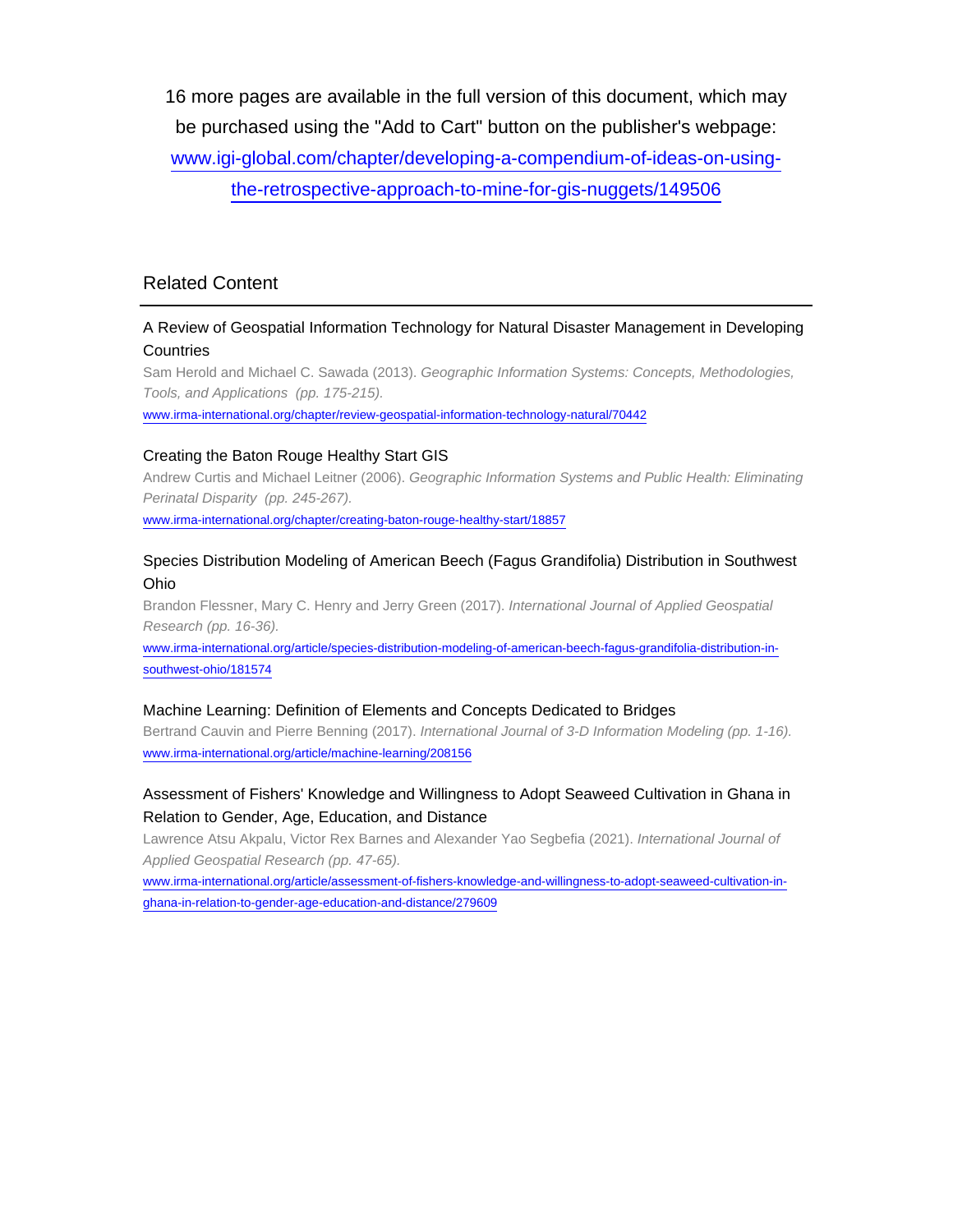16 more pages are available in the full version of this document, which may be purchased using the "Add to Cart" button on the publisher's webpage: [www.igi-global.com/chapter/developing-a-compendium-of-ideas-on-using-the-retrospective-approach-to-mine-for-gis-nuggets/149506](www.igi-global.com/chapter/developing-a-compendium-of-ideas-on-using-the-retrospective-approach-to-mine-for-gis-nuggets/149506)

## Related Content

### A Review of Geospatial Information Technology for Natural Disaster Management in Developing Countries

Sam Herold and Michael C. Sawada (2013). *Geographic Information Systems: Concepts, Methodologies, Tools, and Applications (pp. 175-215).*

[www.irma-international.org/chapter/review-geospatial-information-technology-natural/70442](www.irma-international.org/chapter/review-geospatial-information-technology-natural/70442)

### Creating the Baton Rouge Healthy Start GIS

Andrew Curtis and Michael Leitner (2006). *Geographic Information Systems and Public Health: Eliminating Perinatal Disparity (pp. 245-267).*

[www.irma-international.org/chapter/creating-baton-rouge-healthy-start/18857](www.irma-international.org/chapter/creating-baton-rouge-healthy-start/18857)

### Species Distribution Modeling of American Beech (Fagus Grandifolia) Distribution in Southwest Ohio

Brandon Flessner, Mary C. Henry and Jerry Green (2017). *International Journal of Applied Geospatial Research (pp. 16-36).*

[www.irma-international.org/article/species-distribution-modeling-of-american-beech-fagus-grandifolia-distribution-in-southwest-ohio/181574](www.irma-international.org/article/species-distribution-modeling-of-american-beech-fagus-grandifolia-distribution-in-southwest-ohio/181574)

### Machine Learning: Definition of Elements and Concepts Dedicated to Bridges

Bertrand Cauvin and Pierre Benning (2017). *International Journal of 3-D Information Modeling (pp. 1-16).*

[www.irma-international.org/article/machine-learning/208156](www.irma-international.org/article/machine-learning/208156)

### Assessment of Fishers' Knowledge and Willingness to Adopt Seaweed Cultivation in Ghana in Relation to Gender, Age, Education, and Distance

Lawrence Atsu Akpalu, Victor Rex Barnes and Alexander Yao Segbefia (2021). *International Journal of Applied Geospatial Research (pp. 47-65).*

[www.irma-international.org/article/assessment-of-fishers-knowledge-and-willingness-to-adopt-seaweed-cultivation-in-ghana-in-relation-to-gender-age-education-and-distance/279609](www.irma-international.org/article/assessment-of-fishers-knowledge-and-willingness-to-adopt-seaweed-cultivation-in-ghana-in-relation-to-gender-age-education-and-distance/279609)